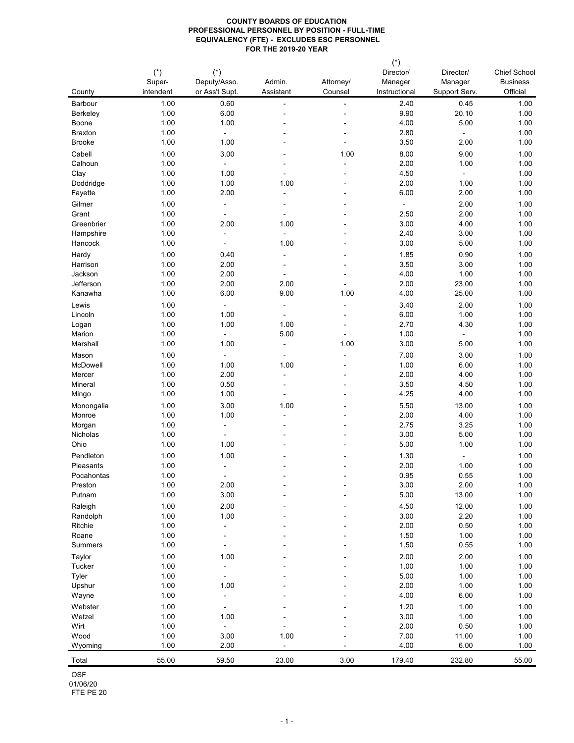**COUNTY BOARDS OF EDUCATION**
**PROFESSIONAL PERSONNEL BY POSITION - FULL-TIME EQUIVALENCY (FTE) - EXCLUDES ESC PERSONNEL**
**FOR THE 2019-20 YEAR**

| County | (*) Super-intendent | (*) Deputy/Asso. or Ass't Supt. | Admin. Assistant | Attorney/ Counsel | (*) Director/ Manager Instructional | Director/ Manager Support Serv. | Chief School Business Official |
|---|---|---|---|---|---|---|---|
| Barbour | 1.00 | 0.60 | - | - | 2.40 | 0.45 | 1.00 |
| Berkeley | 1.00 | 6.00 | - | - | 9.90 | 20.10 | 1.00 |
| Boone | 1.00 | 1.00 | - | - | 4.00 | 5.00 | 1.00 |
| Braxton | 1.00 | - | - | - | 2.80 | - | 1.00 |
| Brooke | 1.00 | 1.00 | - | - | 3.50 | 2.00 | 1.00 |
| Cabell | 1.00 | 3.00 | - | 1.00 | 8.00 | 9.00 | 1.00 |
| Calhoun | 1.00 | - | - | - | 2.00 | 1.00 | 1.00 |
| Clay | 1.00 | 1.00 | - | - | 4.50 | - | 1.00 |
| Doddridge | 1.00 | 1.00 | 1.00 | - | 2.00 | 1.00 | 1.00 |
| Fayette | 1.00 | 2.00 | - | - | 6.00 | 2.00 | 1.00 |
| Gilmer | 1.00 | - | - | - | - | 2.00 | 1.00 |
| Grant | 1.00 | - | - | - | 2.50 | 2.00 | 1.00 |
| Greenbrier | 1.00 | 2.00 | 1.00 | - | 3.00 | 4.00 | 1.00 |
| Hampshire | 1.00 | - | - | - | 2.40 | 3.00 | 1.00 |
| Hancock | 1.00 | - | 1.00 | - | 3.00 | 5.00 | 1.00 |
| Hardy | 1.00 | 0.40 | - | - | 1.85 | 0.90 | 1.00 |
| Harrison | 1.00 | 2.00 | - | - | 3.50 | 3.00 | 1.00 |
| Jackson | 1.00 | 2.00 | - | - | 4.00 | 1.00 | 1.00 |
| Jefferson | 1.00 | 2.00 | 2.00 | - | 2.00 | 23.00 | 1.00 |
| Kanawha | 1.00 | 6.00 | 9.00 | 1.00 | 4.00 | 25.00 | 1.00 |
| Lewis | 1.00 | - | - | - | 3.40 | 2.00 | 1.00 |
| Lincoln | 1.00 | 1.00 | - | - | 6.00 | 1.00 | 1.00 |
| Logan | 1.00 | 1.00 | 1.00 | - | 2.70 | 4.30 | 1.00 |
| Marion | 1.00 | - | 5.00 | - | 1.00 | - | 1.00 |
| Marshall | 1.00 | 1.00 | - | 1.00 | 3.00 | 5.00 | 1.00 |
| Mason | 1.00 | - | - | - | 7.00 | 3.00 | 1.00 |
| McDowell | 1.00 | 1.00 | 1.00 | - | 1.00 | 6.00 | 1.00 |
| Mercer | 1.00 | 2.00 | - | - | 2.00 | 4.00 | 1.00 |
| Mineral | 1.00 | 0.50 | - | - | 3.50 | 4.50 | 1.00 |
| Mingo | 1.00 | 1.00 | - | - | 4.25 | 4.00 | 1.00 |
| Monongalia | 1.00 | 3.00 | 1.00 | - | 5.50 | 13.00 | 1.00 |
| Monroe | 1.00 | 1.00 | - | - | 2.00 | 4.00 | 1.00 |
| Morgan | 1.00 | - | - | - | 2.75 | 3.25 | 1.00 |
| Nicholas | 1.00 | - | - | - | 3.00 | 5.00 | 1.00 |
| Ohio | 1.00 | 1.00 | - | - | 5.00 | 1.00 | 1.00 |
| Pendleton | 1.00 | 1.00 | - | - | 1.30 | - | 1.00 |
| Pleasants | 1.00 | - | - | - | 2.00 | 1.00 | 1.00 |
| Pocahontas | 1.00 | - | - | - | 0.95 | 0.55 | 1.00 |
| Preston | 1.00 | 2.00 | - | - | 3.00 | 2.00 | 1.00 |
| Putnam | 1.00 | 3.00 | - | - | 5.00 | 13.00 | 1.00 |
| Raleigh | 1.00 | 2.00 | - | - | 4.50 | 12.00 | 1.00 |
| Randolph | 1.00 | 1.00 | - | - | 3.00 | 2.20 | 1.00 |
| Ritchie | 1.00 | - | - | - | 2.00 | 0.50 | 1.00 |
| Roane | 1.00 | - | - | - | 1.50 | 1.00 | 1.00 |
| Summers | 1.00 | - | - | - | 1.50 | 0.55 | 1.00 |
| Taylor | 1.00 | 1.00 | - | - | 2.00 | 2.00 | 1.00 |
| Tucker | 1.00 | - | - | - | 1.00 | 1.00 | 1.00 |
| Tyler | 1.00 | - | - | - | 5.00 | 1.00 | 1.00 |
| Upshur | 1.00 | 1.00 | - | - | 2.00 | 1.00 | 1.00 |
| Wayne | 1.00 | - | - | - | 4.00 | 6.00 | 1.00 |
| Webster | 1.00 | - | - | - | 1.20 | 1.00 | 1.00 |
| Wetzel | 1.00 | 1.00 | - | - | 3.00 | 1.00 | 1.00 |
| Wirt | 1.00 | - | - | - | 2.00 | 0.50 | 1.00 |
| Wood | 1.00 | 3.00 | 1.00 | - | 7.00 | 11.00 | 1.00 |
| Wyoming | 1.00 | 2.00 | - | - | 4.00 | 6.00 | 1.00 |
| Total | 55.00 | 59.50 | 23.00 | 3.00 | 179.40 | 232.80 | 55.00 |

OSF
01/06/20
FTE PE 20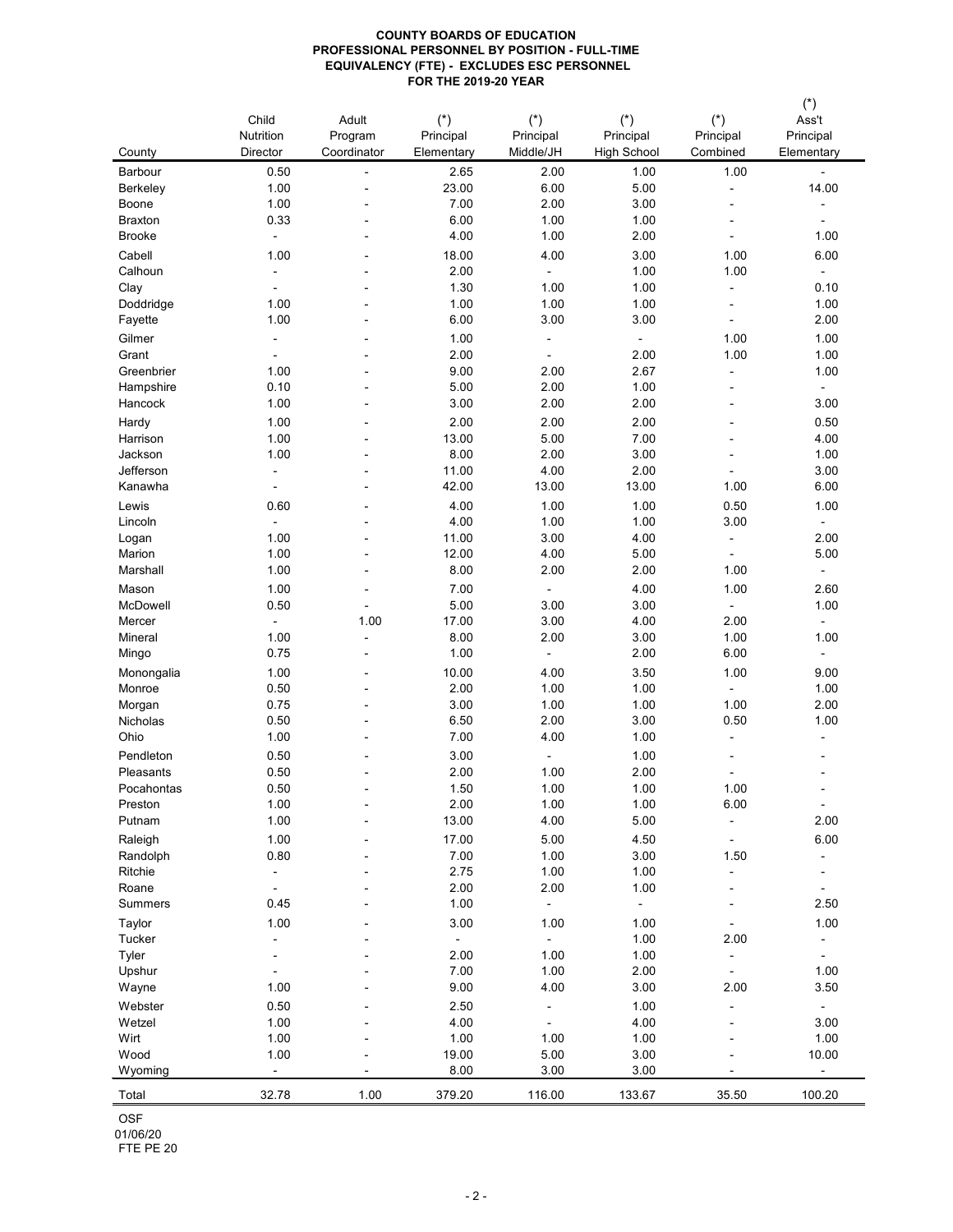**COUNTY BOARDS OF EDUCATION**
**PROFESSIONAL PERSONNEL BY POSITION - FULL-TIME EQUIVALENCY (FTE) - EXCLUDES ESC PERSONNEL**
**FOR THE 2019-20 YEAR**

| County | Child Nutrition Director | Adult Program Coordinator | (*) Principal Elementary | (*) Principal Middle/JH | (*) Principal High School | (*) Principal Combined | (*) Ass't Principal Elementary |
|---|---|---|---|---|---|---|---|
| Barbour | 0.50 | - | 2.65 | 2.00 | 1.00 | 1.00 | - |
| Berkeley | 1.00 | - | 23.00 | 6.00 | 5.00 | - | 14.00 |
| Boone | 1.00 | - | 7.00 | 2.00 | 3.00 | - | - |
| Braxton | 0.33 | - | 6.00 | 1.00 | 1.00 | - | - |
| Brooke | - | - | 4.00 | 1.00 | 2.00 | - | 1.00 |
| Cabell | 1.00 | - | 18.00 | 4.00 | 3.00 | 1.00 | 6.00 |
| Calhoun | - | - | 2.00 | - | 1.00 | 1.00 | - |
| Clay | - | - | 1.30 | 1.00 | 1.00 | - | 0.10 |
| Doddridge | 1.00 | - | 1.00 | 1.00 | 1.00 | - | 1.00 |
| Fayette | 1.00 | - | 6.00 | 3.00 | 3.00 | - | 2.00 |
| Gilmer | - | - | 1.00 | - | - | 1.00 | 1.00 |
| Grant | - | - | 2.00 | - | 2.00 | 1.00 | 1.00 |
| Greenbrier | 1.00 | - | 9.00 | 2.00 | 2.67 | - | 1.00 |
| Hampshire | 0.10 | - | 5.00 | 2.00 | 1.00 | - | - |
| Hancock | 1.00 | - | 3.00 | 2.00 | 2.00 | - | 3.00 |
| Hardy | 1.00 | - | 2.00 | 2.00 | 2.00 | - | 0.50 |
| Harrison | 1.00 | - | 13.00 | 5.00 | 7.00 | - | 4.00 |
| Jackson | 1.00 | - | 8.00 | 2.00 | 3.00 | - | 1.00 |
| Jefferson | - | - | 11.00 | 4.00 | 2.00 | - | 3.00 |
| Kanawha | - | - | 42.00 | 13.00 | 13.00 | 1.00 | 6.00 |
| Lewis | 0.60 | - | 4.00 | 1.00 | 1.00 | 0.50 | 1.00 |
| Lincoln | - | - | 4.00 | 1.00 | 1.00 | 3.00 | - |
| Logan | 1.00 | - | 11.00 | 3.00 | 4.00 | - | 2.00 |
| Marion | 1.00 | - | 12.00 | 4.00 | 5.00 | - | 5.00 |
| Marshall | 1.00 | - | 8.00 | 2.00 | 2.00 | 1.00 | - |
| Mason | 1.00 | - | 7.00 | - | 4.00 | 1.00 | 2.60 |
| McDowell | 0.50 | - | 5.00 | 3.00 | 3.00 | - | 1.00 |
| Mercer | - | 1.00 | 17.00 | 3.00 | 4.00 | 2.00 | - |
| Mineral | 1.00 | - | 8.00 | 2.00 | 3.00 | 1.00 | 1.00 |
| Mingo | 0.75 | - | 1.00 | - | 2.00 | 6.00 | - |
| Monongalia | 1.00 | - | 10.00 | 4.00 | 3.50 | 1.00 | 9.00 |
| Monroe | 0.50 | - | 2.00 | 1.00 | 1.00 | - | 1.00 |
| Morgan | 0.75 | - | 3.00 | 1.00 | 1.00 | 1.00 | 2.00 |
| Nicholas | 0.50 | - | 6.50 | 2.00 | 3.00 | 0.50 | 1.00 |
| Ohio | 1.00 | - | 7.00 | 4.00 | 1.00 | - | - |
| Pendleton | 0.50 | - | 3.00 | - | 1.00 | - | - |
| Pleasants | 0.50 | - | 2.00 | 1.00 | 2.00 | - | - |
| Pocahontas | 0.50 | - | 1.50 | 1.00 | 1.00 | 1.00 | - |
| Preston | 1.00 | - | 2.00 | 1.00 | 1.00 | 6.00 | - |
| Putnam | 1.00 | - | 13.00 | 4.00 | 5.00 | - | 2.00 |
| Raleigh | 1.00 | - | 17.00 | 5.00 | 4.50 | - | 6.00 |
| Randolph | 0.80 | - | 7.00 | 1.00 | 3.00 | 1.50 | - |
| Ritchie | - | - | 2.75 | 1.00 | 1.00 | - | - |
| Roane | - | - | 2.00 | 2.00 | 1.00 | - | - |
| Summers | 0.45 | - | 1.00 | - | - | - | 2.50 |
| Taylor | 1.00 | - | 3.00 | 1.00 | 1.00 | - | 1.00 |
| Tucker | - | - | - | - | 1.00 | 2.00 | - |
| Tyler | - | - | 2.00 | 1.00 | 1.00 | - | - |
| Upshur | - | - | 7.00 | 1.00 | 2.00 | - | 1.00 |
| Wayne | 1.00 | - | 9.00 | 4.00 | 3.00 | 2.00 | 3.50 |
| Webster | 0.50 | - | 2.50 | - | 1.00 | - | - |
| Wetzel | 1.00 | - | 4.00 | - | 4.00 | - | 3.00 |
| Wirt | 1.00 | - | 1.00 | 1.00 | 1.00 | - | 1.00 |
| Wood | 1.00 | - | 19.00 | 5.00 | 3.00 | - | 10.00 |
| Wyoming | - | - | 8.00 | 3.00 | 3.00 | - | - |
| Total | 32.78 | 1.00 | 379.20 | 116.00 | 133.67 | 35.50 | 100.20 |

OSF
01/06/20
FTE PE 20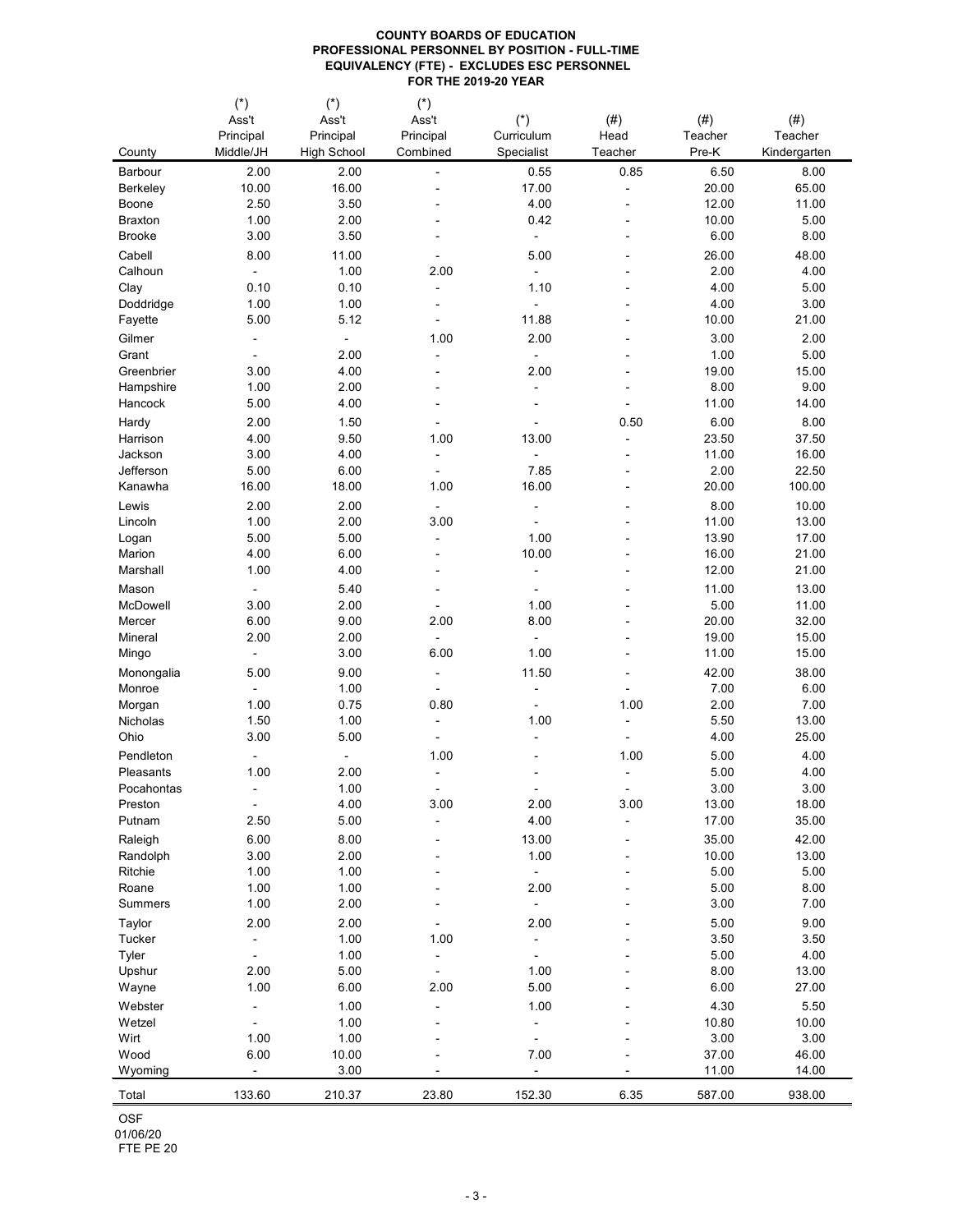# COUNTY BOARDS OF EDUCATION
## PROFESSIONAL PERSONNEL BY POSITION - FULL-TIME EQUIVALENCY (FTE) - EXCLUDES ESC PERSONNEL
## FOR THE 2019-20 YEAR

| County | (*) Ass't Principal Middle/JH | (*) Ass't Principal High School | (*) Ass't Principal Combined | (*) Curriculum Specialist | (#) Head Teacher | (#) Teacher Pre-K | (#) Teacher Kindergarten |
|---|---|---|---|---|---|---|---|
| Barbour | 2.00 | 2.00 | - | 0.55 | 0.85 | 6.50 | 8.00 |
| Berkeley | 10.00 | 16.00 | - | 17.00 | - | 20.00 | 65.00 |
| Boone | 2.50 | 3.50 | - | 4.00 | - | 12.00 | 11.00 |
| Braxton | 1.00 | 2.00 | - | 0.42 | - | 10.00 | 5.00 |
| Brooke | 3.00 | 3.50 | - | - | - | 6.00 | 8.00 |
| Cabell | 8.00 | 11.00 | - | 5.00 | - | 26.00 | 48.00 |
| Calhoun | - | 1.00 | 2.00 | - | - | 2.00 | 4.00 |
| Clay | 0.10 | 0.10 | - | 1.10 | - | 4.00 | 5.00 |
| Doddridge | 1.00 | 1.00 | - | - | - | 4.00 | 3.00 |
| Fayette | 5.00 | 5.12 | - | 11.88 | - | 10.00 | 21.00 |
| Gilmer | - | - | 1.00 | 2.00 | - | 3.00 | 2.00 |
| Grant | - | 2.00 | - | - | - | 1.00 | 5.00 |
| Greenbrier | 3.00 | 4.00 | - | 2.00 | - | 19.00 | 15.00 |
| Hampshire | 1.00 | 2.00 | - | - | - | 8.00 | 9.00 |
| Hancock | 5.00 | 4.00 | - | - | - | 11.00 | 14.00 |
| Hardy | 2.00 | 1.50 | - | - | 0.50 | 6.00 | 8.00 |
| Harrison | 4.00 | 9.50 | 1.00 | 13.00 | - | 23.50 | 37.50 |
| Jackson | 3.00 | 4.00 | - | - | - | 11.00 | 16.00 |
| Jefferson | 5.00 | 6.00 | - | 7.85 | - | 2.00 | 22.50 |
| Kanawha | 16.00 | 18.00 | 1.00 | 16.00 | - | 20.00 | 100.00 |
| Lewis | 2.00 | 2.00 | - | - | - | 8.00 | 10.00 |
| Lincoln | 1.00 | 2.00 | 3.00 | - | - | 11.00 | 13.00 |
| Logan | 5.00 | 5.00 | - | 1.00 | - | 13.90 | 17.00 |
| Marion | 4.00 | 6.00 | - | 10.00 | - | 16.00 | 21.00 |
| Marshall | 1.00 | 4.00 | - | - | - | 12.00 | 21.00 |
| Mason | - | 5.40 | - | - | - | 11.00 | 13.00 |
| McDowell | 3.00 | 2.00 | - | 1.00 | - | 5.00 | 11.00 |
| Mercer | 6.00 | 9.00 | 2.00 | 8.00 | - | 20.00 | 32.00 |
| Mineral | 2.00 | 2.00 | - | - | - | 19.00 | 15.00 |
| Mingo | - | 3.00 | 6.00 | 1.00 | - | 11.00 | 15.00 |
| Monongalia | 5.00 | 9.00 | - | 11.50 | - | 42.00 | 38.00 |
| Monroe | - | 1.00 | - | - | - | 7.00 | 6.00 |
| Morgan | 1.00 | 0.75 | 0.80 | - | 1.00 | 2.00 | 7.00 |
| Nicholas | 1.50 | 1.00 | - | 1.00 | - | 5.50 | 13.00 |
| Ohio | 3.00 | 5.00 | - | - | - | 4.00 | 25.00 |
| Pendleton | - | - | 1.00 | - | 1.00 | 5.00 | 4.00 |
| Pleasants | 1.00 | 2.00 | - | - | - | 5.00 | 4.00 |
| Pocahontas | - | 1.00 | - | - | - | 3.00 | 3.00 |
| Preston | - | 4.00 | 3.00 | 2.00 | 3.00 | 13.00 | 18.00 |
| Putnam | 2.50 | 5.00 | - | 4.00 | - | 17.00 | 35.00 |
| Raleigh | 6.00 | 8.00 | - | 13.00 | - | 35.00 | 42.00 |
| Randolph | 3.00 | 2.00 | - | 1.00 | - | 10.00 | 13.00 |
| Ritchie | 1.00 | 1.00 | - | - | - | 5.00 | 5.00 |
| Roane | 1.00 | 1.00 | - | 2.00 | - | 5.00 | 8.00 |
| Summers | 1.00 | 2.00 | - | - | - | 3.00 | 7.00 |
| Taylor | 2.00 | 2.00 | - | 2.00 | - | 5.00 | 9.00 |
| Tucker | - | 1.00 | 1.00 | - | - | 3.50 | 3.50 |
| Tyler | - | 1.00 | - | - | - | 5.00 | 4.00 |
| Upshur | 2.00 | 5.00 | - | 1.00 | - | 8.00 | 13.00 |
| Wayne | 1.00 | 6.00 | 2.00 | 5.00 | - | 6.00 | 27.00 |
| Webster | - | 1.00 | - | 1.00 | - | 4.30 | 5.50 |
| Wetzel | - | 1.00 | - | - | - | 10.80 | 10.00 |
| Wirt | 1.00 | 1.00 | - | - | - | 3.00 | 3.00 |
| Wood | 6.00 | 10.00 | - | 7.00 | - | 37.00 | 46.00 |
| Wyoming | - | 3.00 | - | - | - | 11.00 | 14.00 |
| Total | 133.60 | 210.37 | 23.80 | 152.30 | 6.35 | 587.00 | 938.00 |

OSF
01/06/20
FTE PE 20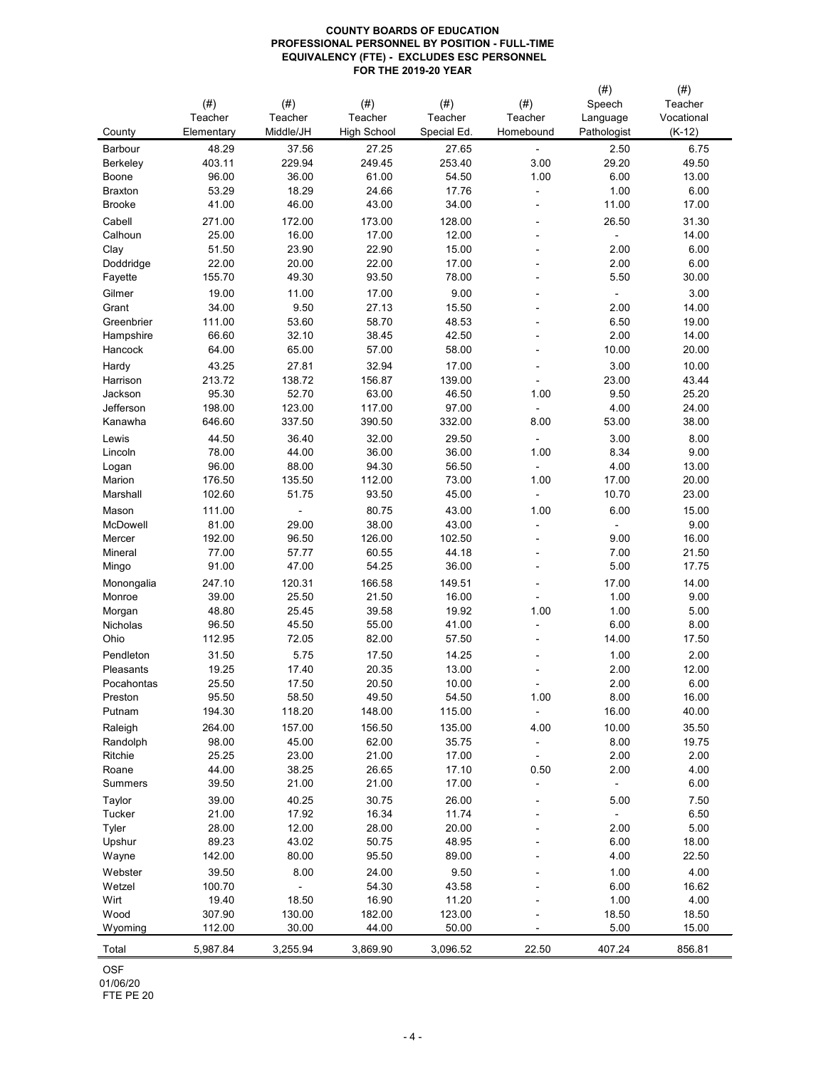**COUNTY BOARDS OF EDUCATION**
**PROFESSIONAL PERSONNEL BY POSITION - FULL-TIME EQUIVALENCY (FTE) - EXCLUDES ESC PERSONNEL**
**FOR THE 2019-20 YEAR**

| County | (#) Teacher Elementary | (#) Teacher Middle/JH | (#) Teacher High School | (#) Teacher Special Ed. | (#) Teacher Homebound | (#) Speech Language Pathologist | (#) Teacher Vocational (K-12) |
|---|---|---|---|---|---|---|---|
| Barbour | 48.29 | 37.56 | 27.25 | 27.65 | - | 2.50 | 6.75 |
| Berkeley | 403.11 | 229.94 | 249.45 | 253.40 | 3.00 | 29.20 | 49.50 |
| Boone | 96.00 | 36.00 | 61.00 | 54.50 | 1.00 | 6.00 | 13.00 |
| Braxton | 53.29 | 18.29 | 24.66 | 17.76 | - | 1.00 | 6.00 |
| Brooke | 41.00 | 46.00 | 43.00 | 34.00 | - | 11.00 | 17.00 |
| Cabell | 271.00 | 172.00 | 173.00 | 128.00 | - | 26.50 | 31.30 |
| Calhoun | 25.00 | 16.00 | 17.00 | 12.00 | - | - | 14.00 |
| Clay | 51.50 | 23.90 | 22.90 | 15.00 | - | 2.00 | 6.00 |
| Doddridge | 22.00 | 20.00 | 22.00 | 17.00 | - | 2.00 | 6.00 |
| Fayette | 155.70 | 49.30 | 93.50 | 78.00 | - | 5.50 | 30.00 |
| Gilmer | 19.00 | 11.00 | 17.00 | 9.00 | - | - | 3.00 |
| Grant | 34.00 | 9.50 | 27.13 | 15.50 | - | 2.00 | 14.00 |
| Greenbrier | 111.00 | 53.60 | 58.70 | 48.53 | - | 6.50 | 19.00 |
| Hampshire | 66.60 | 32.10 | 38.45 | 42.50 | - | 2.00 | 14.00 |
| Hancock | 64.00 | 65.00 | 57.00 | 58.00 | - | 10.00 | 20.00 |
| Hardy | 43.25 | 27.81 | 32.94 | 17.00 | - | 3.00 | 10.00 |
| Harrison | 213.72 | 138.72 | 156.87 | 139.00 | - | 23.00 | 43.44 |
| Jackson | 95.30 | 52.70 | 63.00 | 46.50 | 1.00 | 9.50 | 25.20 |
| Jefferson | 198.00 | 123.00 | 117.00 | 97.00 | - | 4.00 | 24.00 |
| Kanawha | 646.60 | 337.50 | 390.50 | 332.00 | 8.00 | 53.00 | 38.00 |
| Lewis | 44.50 | 36.40 | 32.00 | 29.50 | - | 3.00 | 8.00 |
| Lincoln | 78.00 | 44.00 | 36.00 | 36.00 | 1.00 | 8.34 | 9.00 |
| Logan | 96.00 | 88.00 | 94.30 | 56.50 | - | 4.00 | 13.00 |
| Marion | 176.50 | 135.50 | 112.00 | 73.00 | 1.00 | 17.00 | 20.00 |
| Marshall | 102.60 | 51.75 | 93.50 | 45.00 | - | 10.70 | 23.00 |
| Mason | 111.00 | - | 80.75 | 43.00 | 1.00 | 6.00 | 15.00 |
| McDowell | 81.00 | 29.00 | 38.00 | 43.00 | - | - | 9.00 |
| Mercer | 192.00 | 96.50 | 126.00 | 102.50 | - | 9.00 | 16.00 |
| Mineral | 77.00 | 57.77 | 60.55 | 44.18 | - | 7.00 | 21.50 |
| Mingo | 91.00 | 47.00 | 54.25 | 36.00 | - | 5.00 | 17.75 |
| Monongalia | 247.10 | 120.31 | 166.58 | 149.51 | - | 17.00 | 14.00 |
| Monroe | 39.00 | 25.50 | 21.50 | 16.00 | - | 1.00 | 9.00 |
| Morgan | 48.80 | 25.45 | 39.58 | 19.92 | 1.00 | 1.00 | 5.00 |
| Nicholas | 96.50 | 45.50 | 55.00 | 41.00 | - | 6.00 | 8.00 |
| Ohio | 112.95 | 72.05 | 82.00 | 57.50 | - | 14.00 | 17.50 |
| Pendleton | 31.50 | 5.75 | 17.50 | 14.25 | - | 1.00 | 2.00 |
| Pleasants | 19.25 | 17.40 | 20.35 | 13.00 | - | 2.00 | 12.00 |
| Pocahontas | 25.50 | 17.50 | 20.50 | 10.00 | - | 2.00 | 6.00 |
| Preston | 95.50 | 58.50 | 49.50 | 54.50 | 1.00 | 8.00 | 16.00 |
| Putnam | 194.30 | 118.20 | 148.00 | 115.00 | - | 16.00 | 40.00 |
| Raleigh | 264.00 | 157.00 | 156.50 | 135.00 | 4.00 | 10.00 | 35.50 |
| Randolph | 98.00 | 45.00 | 62.00 | 35.75 | - | 8.00 | 19.75 |
| Ritchie | 25.25 | 23.00 | 21.00 | 17.00 | - | 2.00 | 2.00 |
| Roane | 44.00 | 38.25 | 26.65 | 17.10 | 0.50 | 2.00 | 4.00 |
| Summers | 39.50 | 21.00 | 21.00 | 17.00 | - | - | 6.00 |
| Taylor | 39.00 | 40.25 | 30.75 | 26.00 | - | 5.00 | 7.50 |
| Tucker | 21.00 | 17.92 | 16.34 | 11.74 | - | - | 6.50 |
| Tyler | 28.00 | 12.00 | 28.00 | 20.00 | - | 2.00 | 5.00 |
| Upshur | 89.23 | 43.02 | 50.75 | 48.95 | - | 6.00 | 18.00 |
| Wayne | 142.00 | 80.00 | 95.50 | 89.00 | - | 4.00 | 22.50 |
| Webster | 39.50 | 8.00 | 24.00 | 9.50 | - | 1.00 | 4.00 |
| Wetzel | 100.70 | - | 54.30 | 43.58 | - | 6.00 | 16.62 |
| Wirt | 19.40 | 18.50 | 16.90 | 11.20 | - | 1.00 | 4.00 |
| Wood | 307.90 | 130.00 | 182.00 | 123.00 | - | 18.50 | 18.50 |
| Wyoming | 112.00 | 30.00 | 44.00 | 50.00 | - | 5.00 | 15.00 |
| Total | 5,987.84 | 3,255.94 | 3,869.90 | 3,096.52 | 22.50 | 407.24 | 856.81 |

OSF
01/06/20
FTE PE 20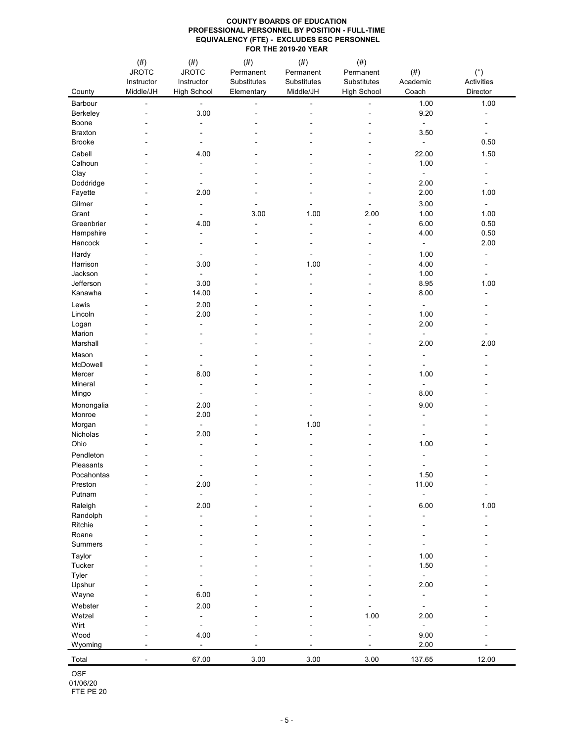**COUNTY BOARDS OF EDUCATION**
**PROFESSIONAL PERSONNEL BY POSITION - FULL-TIME EQUIVALENCY (FTE) - EXCLUDES ESC PERSONNEL**
**FOR THE 2019-20 YEAR**

| County | (#) JROTC Instructor Middle/JH | (#) JROTC Instructor High School | (#) Permanent Substitutes Elementary | (#) Permanent Substitutes Middle/JH | (#) Permanent Substitutes High School | (#) Academic Coach | (*) Activities Director |
|---|---|---|---|---|---|---|---|
| Barbour | - | - | - | - | - | 1.00 | 1.00 |
| Berkeley | - | 3.00 | - | - | - | 9.20 | - |
| Boone | - | - | - | - | - | - | - |
| Braxton | - | - | - | - | - | 3.50 | - |
| Brooke | - | - | - | - | - | - | 0.50 |
| Cabell | - | 4.00 | - | - | - | 22.00 | 1.50 |
| Calhoun | - | - | - | - | - | 1.00 | - |
| Clay | - | - | - | - | - | - | - |
| Doddridge | - | - | - | - | - | 2.00 | - |
| Fayette | - | 2.00 | - | - | - | 2.00 | 1.00 |
| Gilmer | - | - | - | - | - | 3.00 | - |
| Grant | - | - | 3.00 | 1.00 | 2.00 | 1.00 | 1.00 |
| Greenbrier | - | 4.00 | - | - | - | 6.00 | 0.50 |
| Hampshire | - | - | - | - | - | 4.00 | 0.50 |
| Hancock | - | - | - | - | - | - | 2.00 |
| Hardy | - | - | - | - | - | 1.00 | - |
| Harrison | - | 3.00 | - | 1.00 | - | 4.00 | - |
| Jackson | - | - | - | - | - | 1.00 | - |
| Jefferson | - | 3.00 | - | - | - | 8.95 | 1.00 |
| Kanawha | - | 14.00 | - | - | - | 8.00 | - |
| Lewis | - | 2.00 | - | - | - | - | - |
| Lincoln | - | 2.00 | - | - | - | 1.00 | - |
| Logan | - | - | - | - | - | 2.00 | - |
| Marion | - | - | - | - | - | - | - |
| Marshall | - | - | - | - | - | 2.00 | 2.00 |
| Mason | - | - | - | - | - | - | - |
| McDowell | - | - | - | - | - | - | - |
| Mercer | - | 8.00 | - | - | - | 1.00 | - |
| Mineral | - | - | - | - | - | - | - |
| Mingo | - | - | - | - | - | 8.00 | - |
| Monongalia | - | 2.00 | - | - | - | 9.00 | - |
| Monroe | - | 2.00 | - | - | - | - | - |
| Morgan | - | - | - | 1.00 | - | - | - |
| Nicholas | - | 2.00 | - | - | - | - | - |
| Ohio | - | - | - | - | - | 1.00 | - |
| Pendleton | - | - | - | - | - | - | - |
| Pleasants | - | - | - | - | - | - | - |
| Pocahontas | - | - | - | - | - | 1.50 | - |
| Preston | - | 2.00 | - | - | - | 11.00 | - |
| Putnam | - | - | - | - | - | - | - |
| Raleigh | - | 2.00 | - | - | - | 6.00 | 1.00 |
| Randolph | - | - | - | - | - | - | - |
| Ritchie | - | - | - | - | - | - | - |
| Roane | - | - | - | - | - | - | - |
| Summers | - | - | - | - | - | - | - |
| Taylor | - | - | - | - | - | 1.00 | - |
| Tucker | - | - | - | - | - | 1.50 | - |
| Tyler | - | - | - | - | - | - | - |
| Upshur | - | - | - | - | - | 2.00 | - |
| Wayne | - | 6.00 | - | - | - | - | - |
| Webster | - | 2.00 | - | - | - | - | - |
| Wetzel | - | - | - | - | 1.00 | 2.00 | - |
| Wirt | - | - | - | - | - | - | - |
| Wood | - | 4.00 | - | - | - | 9.00 | - |
| Wyoming | - | - | - | - | - | 2.00 | - |
| Total | - | 67.00 | 3.00 | 3.00 | 3.00 | 137.65 | 12.00 |

OSF
01/06/20
FTE PE 20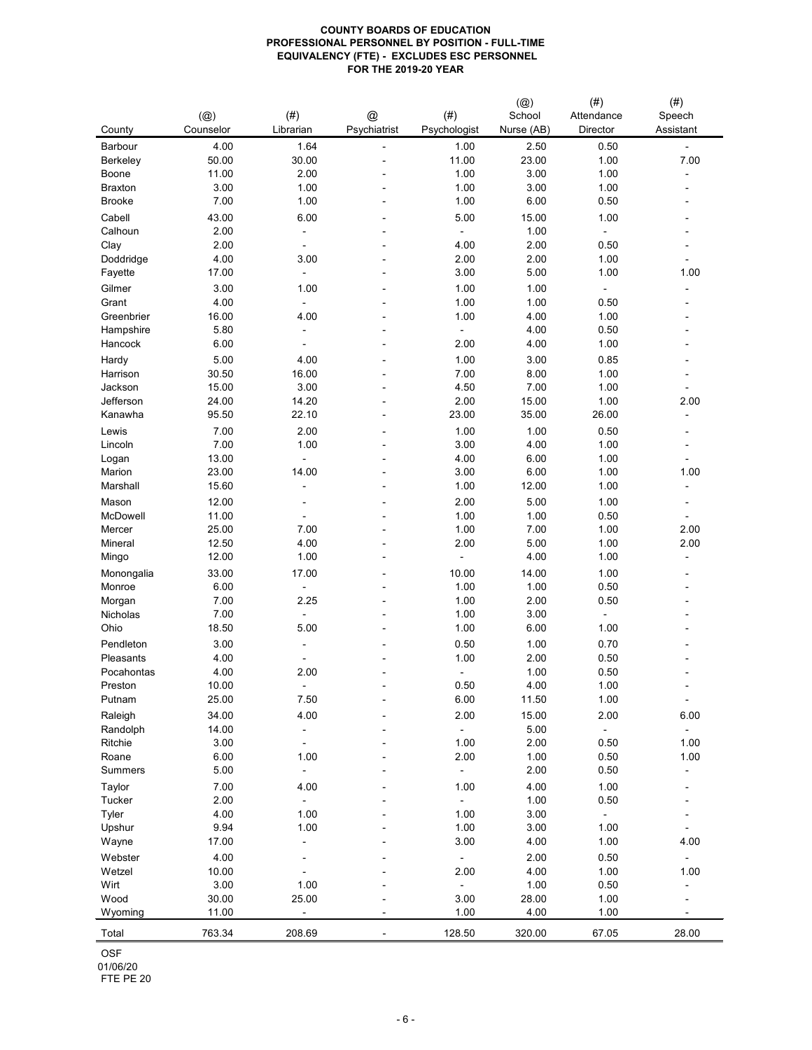**COUNTY BOARDS OF EDUCATION**
**PROFESSIONAL PERSONNEL BY POSITION - FULL-TIME EQUIVALENCY (FTE) - EXCLUDES ESC PERSONNEL**
**FOR THE 2019-20 YEAR**

| County | (@) Counselor | (#) Librarian | @ Psychiatrist | (#) Psychologist | (@) School Nurse (AB) | (#) Attendance Director | (#) Speech Assistant |
|---|---|---|---|---|---|---|---|
| Barbour | 4.00 | 1.64 | - | 1.00 | 2.50 | 0.50 | - |
| Berkeley | 50.00 | 30.00 | - | 11.00 | 23.00 | 1.00 | 7.00 |
| Boone | 11.00 | 2.00 | - | 1.00 | 3.00 | 1.00 | - |
| Braxton | 3.00 | 1.00 | - | 1.00 | 3.00 | 1.00 | - |
| Brooke | 7.00 | 1.00 | - | 1.00 | 6.00 | 0.50 | - |
| Cabell | 43.00 | 6.00 | - | 5.00 | 15.00 | 1.00 | - |
| Calhoun | 2.00 | - | - | - | 1.00 | - | - |
| Clay | 2.00 | - | - | 4.00 | 2.00 | 0.50 | - |
| Doddridge | 4.00 | 3.00 | - | 2.00 | 2.00 | 1.00 | - |
| Fayette | 17.00 | - | - | 3.00 | 5.00 | 1.00 | 1.00 |
| Gilmer | 3.00 | 1.00 | - | 1.00 | 1.00 | - | - |
| Grant | 4.00 | - | - | 1.00 | 1.00 | 0.50 | - |
| Greenbrier | 16.00 | 4.00 | - | 1.00 | 4.00 | 1.00 | - |
| Hampshire | 5.80 | - | - | - | 4.00 | 0.50 | - |
| Hancock | 6.00 | - | - | 2.00 | 4.00 | 1.00 | - |
| Hardy | 5.00 | 4.00 | - | 1.00 | 3.00 | 0.85 | - |
| Harrison | 30.50 | 16.00 | - | 7.00 | 8.00 | 1.00 | - |
| Jackson | 15.00 | 3.00 | - | 4.50 | 7.00 | 1.00 | - |
| Jefferson | 24.00 | 14.20 | - | 2.00 | 15.00 | 1.00 | 2.00 |
| Kanawha | 95.50 | 22.10 | - | 23.00 | 35.00 | 26.00 | - |
| Lewis | 7.00 | 2.00 | - | 1.00 | 1.00 | 0.50 | - |
| Lincoln | 7.00 | 1.00 | - | 3.00 | 4.00 | 1.00 | - |
| Logan | 13.00 | - | - | 4.00 | 6.00 | 1.00 | - |
| Marion | 23.00 | 14.00 | - | 3.00 | 6.00 | 1.00 | 1.00 |
| Marshall | 15.60 | - | - | 1.00 | 12.00 | 1.00 | - |
| Mason | 12.00 | - | - | 2.00 | 5.00 | 1.00 | - |
| McDowell | 11.00 | - | - | 1.00 | 1.00 | 0.50 | - |
| Mercer | 25.00 | 7.00 | - | 1.00 | 7.00 | 1.00 | 2.00 |
| Mineral | 12.50 | 4.00 | - | 2.00 | 5.00 | 1.00 | 2.00 |
| Mingo | 12.00 | 1.00 | - | - | 4.00 | 1.00 | - |
| Monongalia | 33.00 | 17.00 | - | 10.00 | 14.00 | 1.00 | - |
| Monroe | 6.00 | - | - | 1.00 | 1.00 | 0.50 | - |
| Morgan | 7.00 | 2.25 | - | 1.00 | 2.00 | 0.50 | - |
| Nicholas | 7.00 | - | - | 1.00 | 3.00 | - | - |
| Ohio | 18.50 | 5.00 | - | 1.00 | 6.00 | 1.00 | - |
| Pendleton | 3.00 | - | - | 0.50 | 1.00 | 0.70 | - |
| Pleasants | 4.00 | - | - | 1.00 | 2.00 | 0.50 | - |
| Pocahontas | 4.00 | 2.00 | - | - | 1.00 | 0.50 | - |
| Preston | 10.00 | - | - | 0.50 | 4.00 | 1.00 | - |
| Putnam | 25.00 | 7.50 | - | 6.00 | 11.50 | 1.00 | - |
| Raleigh | 34.00 | 4.00 | - | 2.00 | 15.00 | 2.00 | 6.00 |
| Randolph | 14.00 | - | - | - | 5.00 | - | - |
| Ritchie | 3.00 | - | - | 1.00 | 2.00 | 0.50 | 1.00 |
| Roane | 6.00 | 1.00 | - | 2.00 | 1.00 | 0.50 | 1.00 |
| Summers | 5.00 | - | - | - | 2.00 | 0.50 | - |
| Taylor | 7.00 | 4.00 | - | 1.00 | 4.00 | 1.00 | - |
| Tucker | 2.00 | - | - | - | 1.00 | 0.50 | - |
| Tyler | 4.00 | 1.00 | - | 1.00 | 3.00 | - | - |
| Upshur | 9.94 | 1.00 | - | 1.00 | 3.00 | 1.00 | - |
| Wayne | 17.00 | - | - | 3.00 | 4.00 | 1.00 | 4.00 |
| Webster | 4.00 | - | - | - | 2.00 | 0.50 | - |
| Wetzel | 10.00 | - | - | 2.00 | 4.00 | 1.00 | 1.00 |
| Wirt | 3.00 | 1.00 | - | - | 1.00 | 0.50 | - |
| Wood | 30.00 | 25.00 | - | 3.00 | 28.00 | 1.00 | - |
| Wyoming | 11.00 | - | - | 1.00 | 4.00 | 1.00 | - |
| Total | 763.34 | 208.69 | - | 128.50 | 320.00 | 67.05 | 28.00 |

OSF
01/06/20
FTE PE 20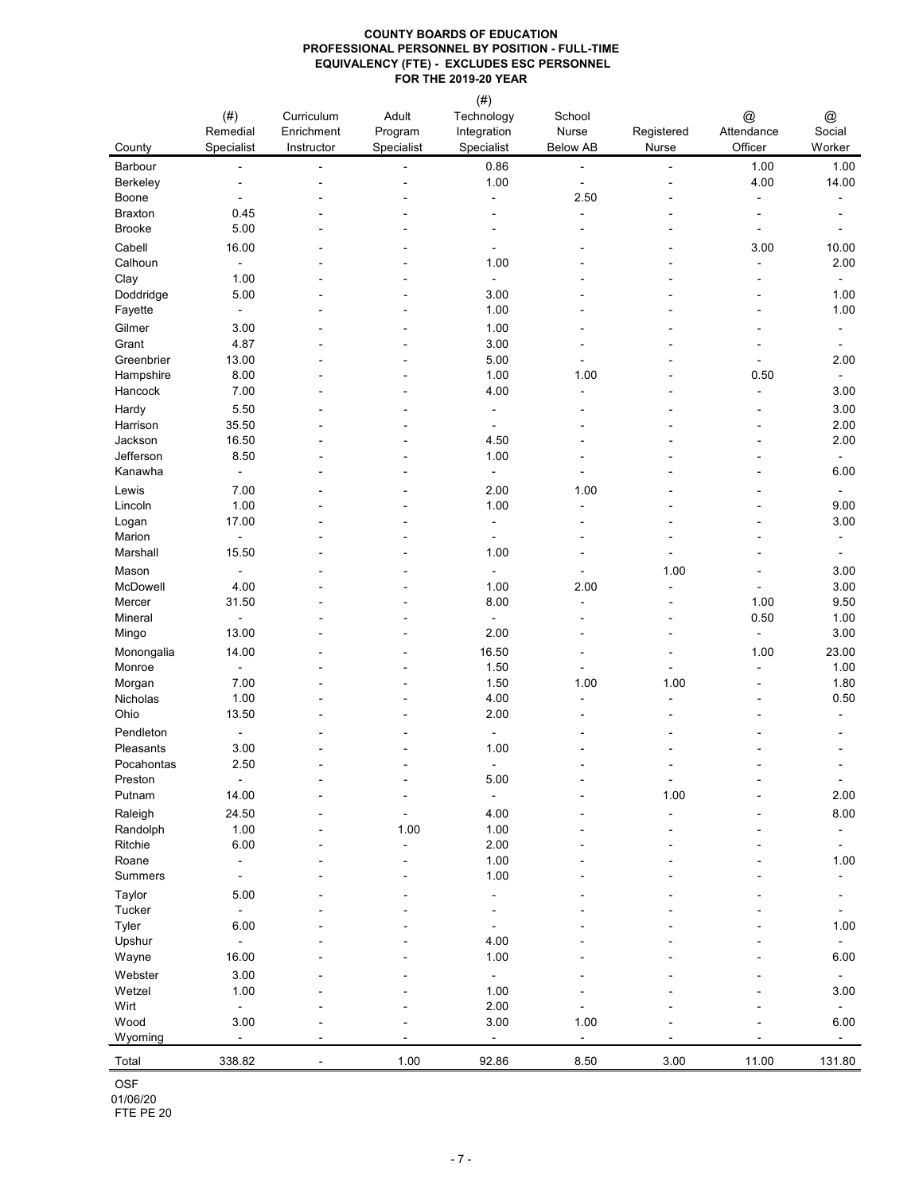**COUNTY BOARDS OF EDUCATION**
**PROFESSIONAL PERSONNEL BY POSITION - FULL-TIME EQUIVALENCY (FTE) - EXCLUDES ESC PERSONNEL**
**FOR THE 2019-20 YEAR**

| County | (#) Remedial Specialist | Curriculum Enrichment Instructor | Adult Program Specialist | (#) Technology Integration Specialist | School Nurse Below AB | Registered Nurse | @ Attendance Officer | @ Social Worker |
|---|---|---|---|---|---|---|---|---|
| Barbour | - | - | - | 0.86 | - | - | 1.00 | 1.00 |
| Berkeley | - | - | - | 1.00 | - | - | 4.00 | 14.00 |
| Boone | - | - | - | - | 2.50 | - | - | - |
| Braxton | 0.45 | - | - | - | - | - | - | - |
| Brooke | 5.00 | - | - | - | - | - | - | - |
| Cabell | 16.00 | - | - | - | - | - | 3.00 | 10.00 |
| Calhoun | - | - | - | 1.00 | - | - | - | 2.00 |
| Clay | 1.00 | - | - | - | - | - | - | - |
| Doddridge | 5.00 | - | - | 3.00 | - | - | - | 1.00 |
| Fayette | - | - | - | 1.00 | - | - | - | 1.00 |
| Gilmer | 3.00 | - | - | 1.00 | - | - | - | - |
| Grant | 4.87 | - | - | 3.00 | - | - | - | - |
| Greenbrier | 13.00 | - | - | 5.00 | - | - | - | 2.00 |
| Hampshire | 8.00 | - | - | 1.00 | 1.00 | - | 0.50 | - |
| Hancock | 7.00 | - | - | 4.00 | - | - | - | 3.00 |
| Hardy | 5.50 | - | - | - | - | - | - | 3.00 |
| Harrison | 35.50 | - | - | - | - | - | - | 2.00 |
| Jackson | 16.50 | - | - | 4.50 | - | - | - | 2.00 |
| Jefferson | 8.50 | - | - | 1.00 | - | - | - | - |
| Kanawha | - | - | - | - | - | - | - | 6.00 |
| Lewis | 7.00 | - | - | 2.00 | 1.00 | - | - | - |
| Lincoln | 1.00 | - | - | 1.00 | - | - | - | 9.00 |
| Logan | 17.00 | - | - | - | - | - | - | 3.00 |
| Marion | - | - | - | - | - | - | - | - |
| Marshall | 15.50 | - | - | 1.00 | - | - | - | - |
| Mason | - | - | - | - | - | 1.00 | - | 3.00 |
| McDowell | 4.00 | - | - | 1.00 | 2.00 | - | - | 3.00 |
| Mercer | 31.50 | - | - | 8.00 | - | - | 1.00 | 9.50 |
| Mineral | - | - | - | - | - | - | 0.50 | 1.00 |
| Mingo | 13.00 | - | - | 2.00 | - | - | - | 3.00 |
| Monongalia | 14.00 | - | - | 16.50 | - | - | 1.00 | 23.00 |
| Monroe | - | - | - | 1.50 | - | - | - | 1.00 |
| Morgan | 7.00 | - | - | 1.50 | 1.00 | 1.00 | - | 1.80 |
| Nicholas | 1.00 | - | - | 4.00 | - | - | - | 0.50 |
| Ohio | 13.50 | - | - | 2.00 | - | - | - | - |
| Pendleton | - | - | - | - | - | - | - | - |
| Pleasants | 3.00 | - | - | 1.00 | - | - | - | - |
| Pocahontas | 2.50 | - | - | - | - | - | - | - |
| Preston | - | - | - | 5.00 | - | - | - | - |
| Putnam | 14.00 | - | - | - | - | 1.00 | - | 2.00 |
| Raleigh | 24.50 | - | - | 4.00 | - | - | - | 8.00 |
| Randolph | 1.00 | - | 1.00 | 1.00 | - | - | - | - |
| Ritchie | 6.00 | - | - | 2.00 | - | - | - | - |
| Roane | - | - | - | 1.00 | - | - | - | 1.00 |
| Summers | - | - | - | 1.00 | - | - | - | - |
| Taylor | 5.00 | - | - | - | - | - | - | - |
| Tucker | - | - | - | - | - | - | - | - |
| Tyler | 6.00 | - | - | - | - | - | - | 1.00 |
| Upshur | - | - | - | 4.00 | - | - | - | - |
| Wayne | 16.00 | - | - | 1.00 | - | - | - | 6.00 |
| Webster | 3.00 | - | - | - | - | - | - | - |
| Wetzel | 1.00 | - | - | 1.00 | - | - | - | 3.00 |
| Wirt | - | - | - | 2.00 | - | - | - | - |
| Wood | 3.00 | - | - | 3.00 | 1.00 | - | - | 6.00 |
| Wyoming | - | - | - | - | - | - | - | - |
| Total | 338.82 | - | 1.00 | 92.86 | 8.50 | 3.00 | 11.00 | 131.80 |

OSF
01/06/20
FTE PE 20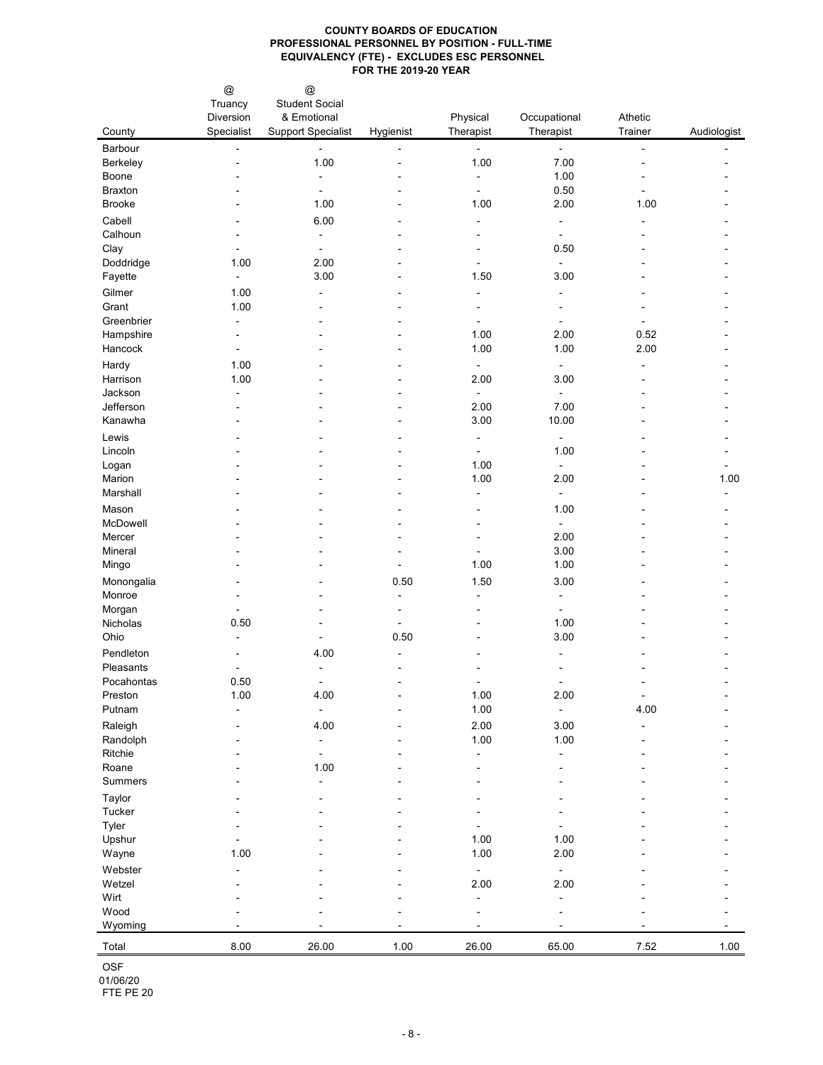**COUNTY BOARDS OF EDUCATION**
**PROFESSIONAL PERSONNEL BY POSITION - FULL-TIME EQUIVALENCY (FTE) - EXCLUDES ESC PERSONNEL**
**FOR THE 2019-20 YEAR**

| County | @ Truancy Diversion Specialist | @ Student Social & Emotional Support Specialist | Hygienist | Physical Therapist | Occupational Therapist | Athetic Trainer | Audiologist |
|---|---|---|---|---|---|---|---|
| Barbour | - | - | - | - | - | - | - |
| Berkeley | - | 1.00 | - | 1.00 | 7.00 | - | - |
| Boone | - | - | - | - | 1.00 | - | - |
| Braxton | - | - | - | - | 0.50 | - | - |
| Brooke | - | 1.00 | - | 1.00 | 2.00 | 1.00 | - |
| Cabell | - | 6.00 | - | - | - | - | - |
| Calhoun | - | - | - | - | - | - | - |
| Clay | - | - | - | - | 0.50 | - | - |
| Doddridge | 1.00 | 2.00 | - | - | - | - | - |
| Fayette | - | 3.00 | - | 1.50 | 3.00 | - | - |
| Gilmer | 1.00 | - | - | - | - | - | - |
| Grant | 1.00 | - | - | - | - | - | - |
| Greenbrier | - | - | - | - | - | - | - |
| Hampshire | - | - | - | 1.00 | 2.00 | 0.52 | - |
| Hancock | - | - | - | 1.00 | 1.00 | 2.00 | - |
| Hardy | 1.00 | - | - | - | - | - | - |
| Harrison | 1.00 | - | - | 2.00 | 3.00 | - | - |
| Jackson | - | - | - | - | - | - | - |
| Jefferson | - | - | - | 2.00 | 7.00 | - | - |
| Kanawha | - | - | - | 3.00 | 10.00 | - | - |
| Lewis | - | - | - | - | - | - | - |
| Lincoln | - | - | - | - | 1.00 | - | - |
| Logan | - | - | - | 1.00 | - | - | - |
| Marion | - | - | - | 1.00 | 2.00 | - | 1.00 |
| Marshall | - | - | - | - | - | - | - |
| Mason | - | - | - | - | 1.00 | - | - |
| McDowell | - | - | - | - | - | - | - |
| Mercer | - | - | - | - | 2.00 | - | - |
| Mineral | - | - | - | - | 3.00 | - | - |
| Mingo | - | - | - | 1.00 | 1.00 | - | - |
| Monongalia | - | - | 0.50 | 1.50 | 3.00 | - | - |
| Monroe | - | - | - | - | - | - | - |
| Morgan | - | - | - | - | - | - | - |
| Nicholas | 0.50 | - | - | - | 1.00 | - | - |
| Ohio | - | - | 0.50 | - | 3.00 | - | - |
| Pendleton | - | 4.00 | - | - | - | - | - |
| Pleasants | - | - | - | - | - | - | - |
| Pocahontas | 0.50 | - | - | - | - | - | - |
| Preston | 1.00 | 4.00 | - | 1.00 | 2.00 | - | - |
| Putnam | - | - | - | 1.00 | - | 4.00 | - |
| Raleigh | - | 4.00 | - | 2.00 | 3.00 | - | - |
| Randolph | - | - | - | 1.00 | 1.00 | - | - |
| Ritchie | - | - | - | - | - | - | - |
| Roane | - | 1.00 | - | - | - | - | - |
| Summers | - | - | - | - | - | - | - |
| Taylor | - | - | - | - | - | - | - |
| Tucker | - | - | - | - | - | - | - |
| Tyler | - | - | - | - | - | - | - |
| Upshur | - | - | - | 1.00 | 1.00 | - | - |
| Wayne | 1.00 | - | - | 1.00 | 2.00 | - | - |
| Webster | - | - | - | - | - | - | - |
| Wetzel | - | - | - | 2.00 | 2.00 | - | - |
| Wirt | - | - | - | - | - | - | - |
| Wood | - | - | - | - | - | - | - |
| Wyoming | - | - | - | - | - | - | - |
| Total | 8.00 | 26.00 | 1.00 | 26.00 | 65.00 | 7.52 | 1.00 |

OSF
01/06/20
FTE PE 20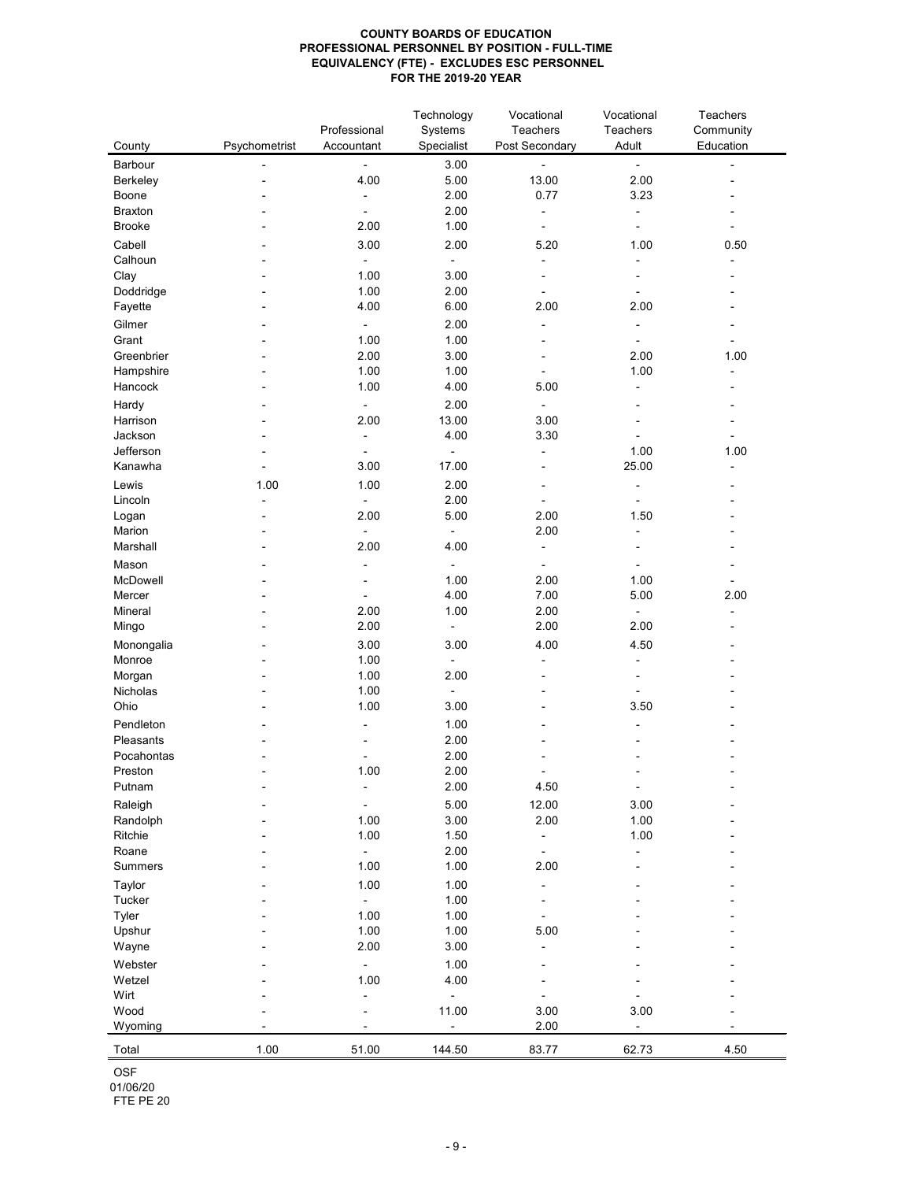**COUNTY BOARDS OF EDUCATION**
**PROFESSIONAL PERSONNEL BY POSITION - FULL-TIME EQUIVALENCY (FTE) - EXCLUDES ESC PERSONNEL**
**FOR THE 2019-20 YEAR**

| County | Psychometrist | Professional Accountant | Technology Systems Specialist | Vocational Teachers Post Secondary | Vocational Teachers Adult | Teachers Community Education |
|---|---|---|---|---|---|---|
| Barbour | - | - | 3.00 | - | - | - |
| Berkeley | - | 4.00 | 5.00 | 13.00 | 2.00 | - |
| Boone | - | - | 2.00 | 0.77 | 3.23 | - |
| Braxton | - | - | 2.00 | - | - | - |
| Brooke | - | 2.00 | 1.00 | - | - | - |
| Cabell | - | 3.00 | 2.00 | 5.20 | 1.00 | 0.50 |
| Calhoun | - | - | - | - | - | - |
| Clay | - | 1.00 | 3.00 | - | - | - |
| Doddridge | - | 1.00 | 2.00 | - | - | - |
| Fayette | - | 4.00 | 6.00 | 2.00 | 2.00 | - |
| Gilmer | - | - | 2.00 | - | - | - |
| Grant | - | 1.00 | 1.00 | - | - | - |
| Greenbrier | - | 2.00 | 3.00 | - | 2.00 | 1.00 |
| Hampshire | - | 1.00 | 1.00 | - | 1.00 | - |
| Hancock | - | 1.00 | 4.00 | 5.00 | - | - |
| Hardy | - | - | 2.00 | - | - | - |
| Harrison | - | 2.00 | 13.00 | 3.00 | - | - |
| Jackson | - | - | 4.00 | 3.30 | - | - |
| Jefferson | - | - | - | - | 1.00 | 1.00 |
| Kanawha | - | 3.00 | 17.00 | - | 25.00 | - |
| Lewis | 1.00 | 1.00 | 2.00 | - | - | - |
| Lincoln | - | - | 2.00 | - | - | - |
| Logan | - | 2.00 | 5.00 | 2.00 | 1.50 | - |
| Marion | - | - | - | 2.00 | - | - |
| Marshall | - | 2.00 | 4.00 | - | - | - |
| Mason | - | - | - | - | - | - |
| McDowell | - | - | 1.00 | 2.00 | 1.00 | - |
| Mercer | - | - | 4.00 | 7.00 | 5.00 | 2.00 |
| Mineral | - | 2.00 | 1.00 | 2.00 | - | - |
| Mingo | - | 2.00 | - | 2.00 | 2.00 | - |
| Monongalia | - | 3.00 | 3.00 | 4.00 | 4.50 | - |
| Monroe | - | 1.00 | - | - | - | - |
| Morgan | - | 1.00 | 2.00 | - | - | - |
| Nicholas | - | 1.00 | - | - | - | - |
| Ohio | - | 1.00 | 3.00 | - | 3.50 | - |
| Pendleton | - | - | 1.00 | - | - | - |
| Pleasants | - | - | 2.00 | - | - | - |
| Pocahontas | - | - | 2.00 | - | - | - |
| Preston | - | 1.00 | 2.00 | - | - | - |
| Putnam | - | - | 2.00 | 4.50 | - | - |
| Raleigh | - | - | 5.00 | 12.00 | 3.00 | - |
| Randolph | - | 1.00 | 3.00 | 2.00 | 1.00 | - |
| Ritchie | - | 1.00 | 1.50 | - | 1.00 | - |
| Roane | - | - | 2.00 | - | - | - |
| Summers | - | 1.00 | 1.00 | 2.00 | - | - |
| Taylor | - | 1.00 | 1.00 | - | - | - |
| Tucker | - | - | 1.00 | - | - | - |
| Tyler | - | 1.00 | 1.00 | - | - | - |
| Upshur | - | 1.00 | 1.00 | 5.00 | - | - |
| Wayne | - | 2.00 | 3.00 | - | - | - |
| Webster | - | - | 1.00 | - | - | - |
| Wetzel | - | 1.00 | 4.00 | - | - | - |
| Wirt | - | - | - | - | - | - |
| Wood | - | - | 11.00 | 3.00 | 3.00 | - |
| Wyoming | - | - | - | 2.00 | - | - |
| Total | 1.00 | 51.00 | 144.50 | 83.77 | 62.73 | 4.50 |

OSF
01/06/20
FTE PE 20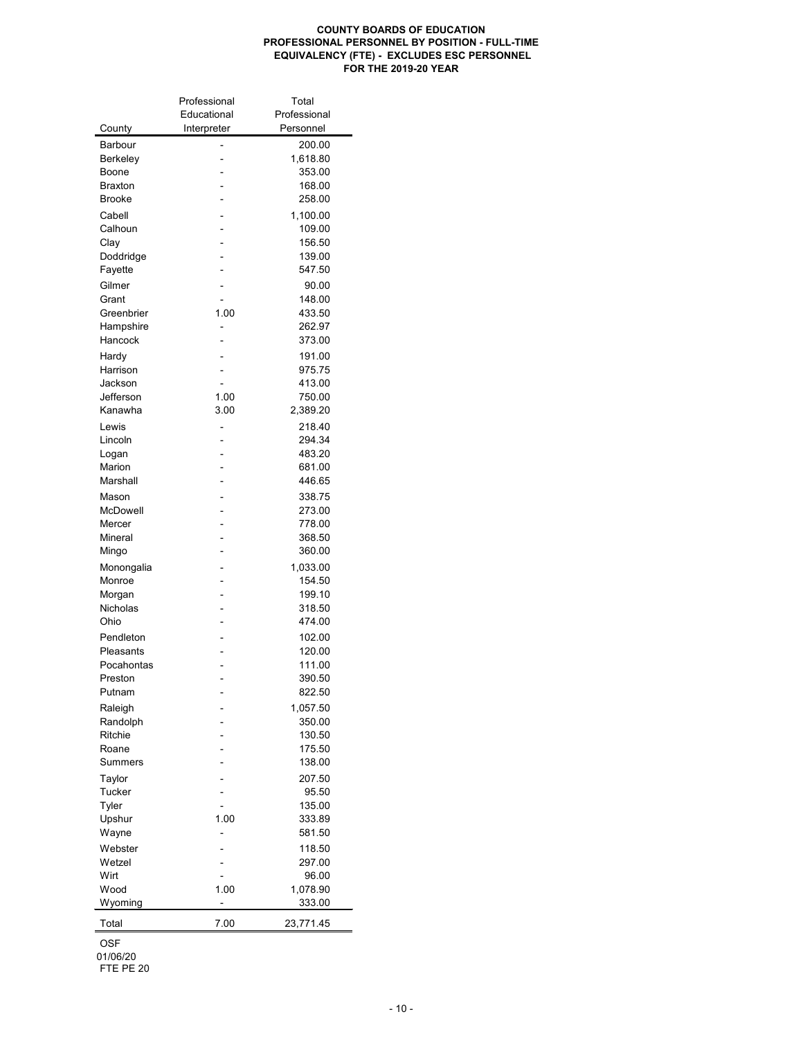**COUNTY BOARDS OF EDUCATION**
**PROFESSIONAL PERSONNEL BY POSITION - FULL-TIME EQUIVALENCY (FTE) - EXCLUDES ESC PERSONNEL**
**FOR THE 2019-20 YEAR**

| County | Professional Educational Interpreter | Total Professional Personnel |
|---|---|---|
| Barbour | - | 200.00 |
| Berkeley | - | 1,618.80 |
| Boone | - | 353.00 |
| Braxton | - | 168.00 |
| Brooke | - | 258.00 |
| Cabell | - | 1,100.00 |
| Calhoun | - | 109.00 |
| Clay | - | 156.50 |
| Doddridge | - | 139.00 |
| Fayette | - | 547.50 |
| Gilmer | - | 90.00 |
| Grant | - | 148.00 |
| Greenbrier | 1.00 | 433.50 |
| Hampshire | - | 262.97 |
| Hancock | - | 373.00 |
| Hardy | - | 191.00 |
| Harrison | - | 975.75 |
| Jackson | - | 413.00 |
| Jefferson | 1.00 | 750.00 |
| Kanawha | 3.00 | 2,389.20 |
| Lewis | - | 218.40 |
| Lincoln | - | 294.34 |
| Logan | - | 483.20 |
| Marion | - | 681.00 |
| Marshall | - | 446.65 |
| Mason | - | 338.75 |
| McDowell | - | 273.00 |
| Mercer | - | 778.00 |
| Mineral | - | 368.50 |
| Mingo | - | 360.00 |
| Monongalia | - | 1,033.00 |
| Monroe | - | 154.50 |
| Morgan | - | 199.10 |
| Nicholas | - | 318.50 |
| Ohio | - | 474.00 |
| Pendleton | - | 102.00 |
| Pleasants | - | 120.00 |
| Pocahontas | - | 111.00 |
| Preston | - | 390.50 |
| Putnam | - | 822.50 |
| Raleigh | - | 1,057.50 |
| Randolph | - | 350.00 |
| Ritchie | - | 130.50 |
| Roane | - | 175.50 |
| Summers | - | 138.00 |
| Taylor | - | 207.50 |
| Tucker | - | 95.50 |
| Tyler | - | 135.00 |
| Upshur | 1.00 | 333.89 |
| Wayne | - | 581.50 |
| Webster | - | 118.50 |
| Wetzel | - | 297.00 |
| Wirt | - | 96.00 |
| Wood | 1.00 | 1,078.90 |
| Wyoming | - | 333.00 |
| Total | 7.00 | 23,771.45 |

OSF
01/06/20
FTE PE 20